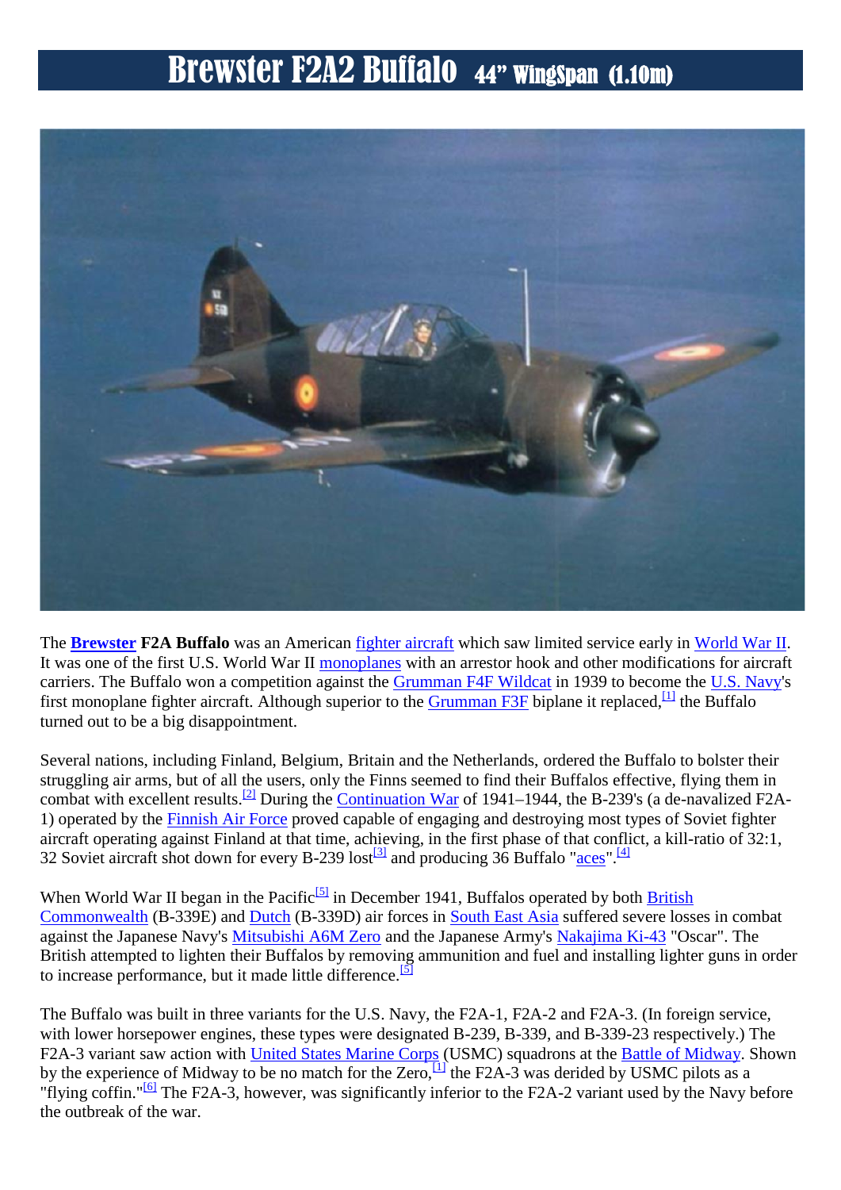# Brewster F2A2 Buffalo 44" WingSpan (1.10m)

The **Brewster** **F2A Buffalo** was an American fighter aircraft which saw limited service early in World War II. It was one of the first U.S. World War II monoplanes with an arrestor hook and other modifications for aircraft carriers. The Buffalo won a competition against the Grumman F4F Wildcat in 1939 to become the U.S. Navy's first monoplane fighter aircraft. Although superior to the Grumman F3F biplane it replaced,[1] the Buffalo turned out to be a big disappointment.

Several nations, including Finland, Belgium, Britain and the Netherlands, ordered the Buffalo to bolster their struggling air arms, but of all the users, only the Finns seemed to find their Buffalos effective, flying them in combat with excellent results.[2] During the Continuation War of 1941–1944, the B-239's (a de-navalized F2A-1) operated by the Finnish Air Force proved capable of engaging and destroying most types of Soviet fighter aircraft operating against Finland at that time, achieving, in the first phase of that conflict, a kill-ratio of 32:1, 32 Soviet aircraft shot down for every B-239 lost[3] and producing 36 Buffalo "aces".[4]

When World War II began in the Pacific[5] in December 1941, Buffalos operated by both British Commonwealth (B-339E) and Dutch (B-339D) air forces in South East Asia suffered severe losses in combat against the Japanese Navy's Mitsubishi A6M Zero and the Japanese Army's Nakajima Ki-43 "Oscar". The British attempted to lighten their Buffalos by removing ammunition and fuel and installing lighter guns in order to increase performance, but it made little difference.[5]

The Buffalo was built in three variants for the U.S. Navy, the F2A-1, F2A-2 and F2A-3. (In foreign service, with lower horsepower engines, these types were designated B-239, B-339, and B-339-23 respectively.) The F2A-3 variant saw action with United States Marine Corps (USMC) squadrons at the Battle of Midway. Shown by the experience of Midway to be no match for the Zero,[1] the F2A-3 was derided by USMC pilots as a "flying coffin."[6] The F2A-3, however, was significantly inferior to the F2A-2 variant used by the Navy before the outbreak of the war.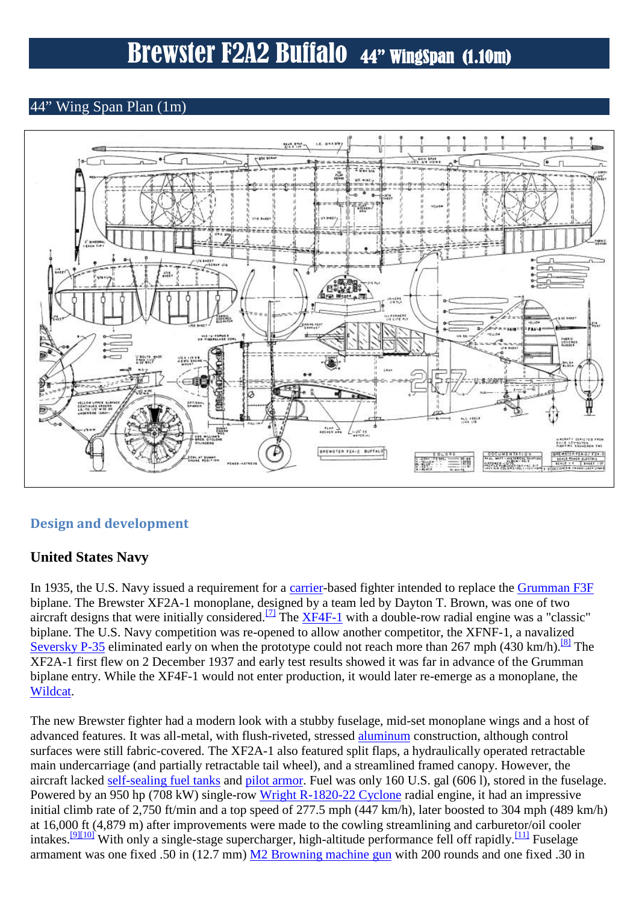# Brewster F2A2 Buffalo 44" WingSpan (1.10m)

## 44" Wing Span Plan (1m)

## Design and development

### United States Navy

In 1935, the U.S. Navy issued a requirement for a carrier-based fighter intended to replace the Grumman F3F biplane. The Brewster XF2A-1 monoplane, designed by a team led by Dayton T. Brown, was one of two aircraft designs that were initially considered.[7] The XF4F-1 with a double-row radial engine was a "classic" biplane. The U.S. Navy competition was re-opened to allow another competitor, the XFNF-1, a navalized Seversky P-35 eliminated early on when the prototype could not reach more than 267 mph (430 km/h).[8] The XF2A-1 first flew on 2 December 1937 and early test results showed it was far in advance of the Grumman biplane entry. While the XF4F-1 would not enter production, it would later re-emerge as a monoplane, the Wildcat.

The new Brewster fighter had a modern look with a stubby fuselage, mid-set monoplane wings and a host of advanced features. It was all-metal, with flush-riveted, stressed aluminum construction, although control surfaces were still fabric-covered. The XF2A-1 also featured split flaps, a hydraulically operated retractable main undercarriage (and partially retractable tail wheel), and a streamlined framed canopy. However, the aircraft lacked self-sealing fuel tanks and pilot armor. Fuel was only 160 U.S. gal (606 l), stored in the fuselage. Powered by an 950 hp (708 kW) single-row Wright R-1820-22 Cyclone radial engine, it had an impressive initial climb rate of 2,750 ft/min and a top speed of 277.5 mph (447 km/h), later boosted to 304 mph (489 km/h) at 16,000 ft (4,879 m) after improvements were made to the cowling streamlining and carburetor/oil cooler intakes.[9][10] With only a single-stage supercharger, high-altitude performance fell off rapidly.[11] Fuselage armament was one fixed .50 in (12.7 mm) M2 Browning machine gun with 200 rounds and one fixed .30 in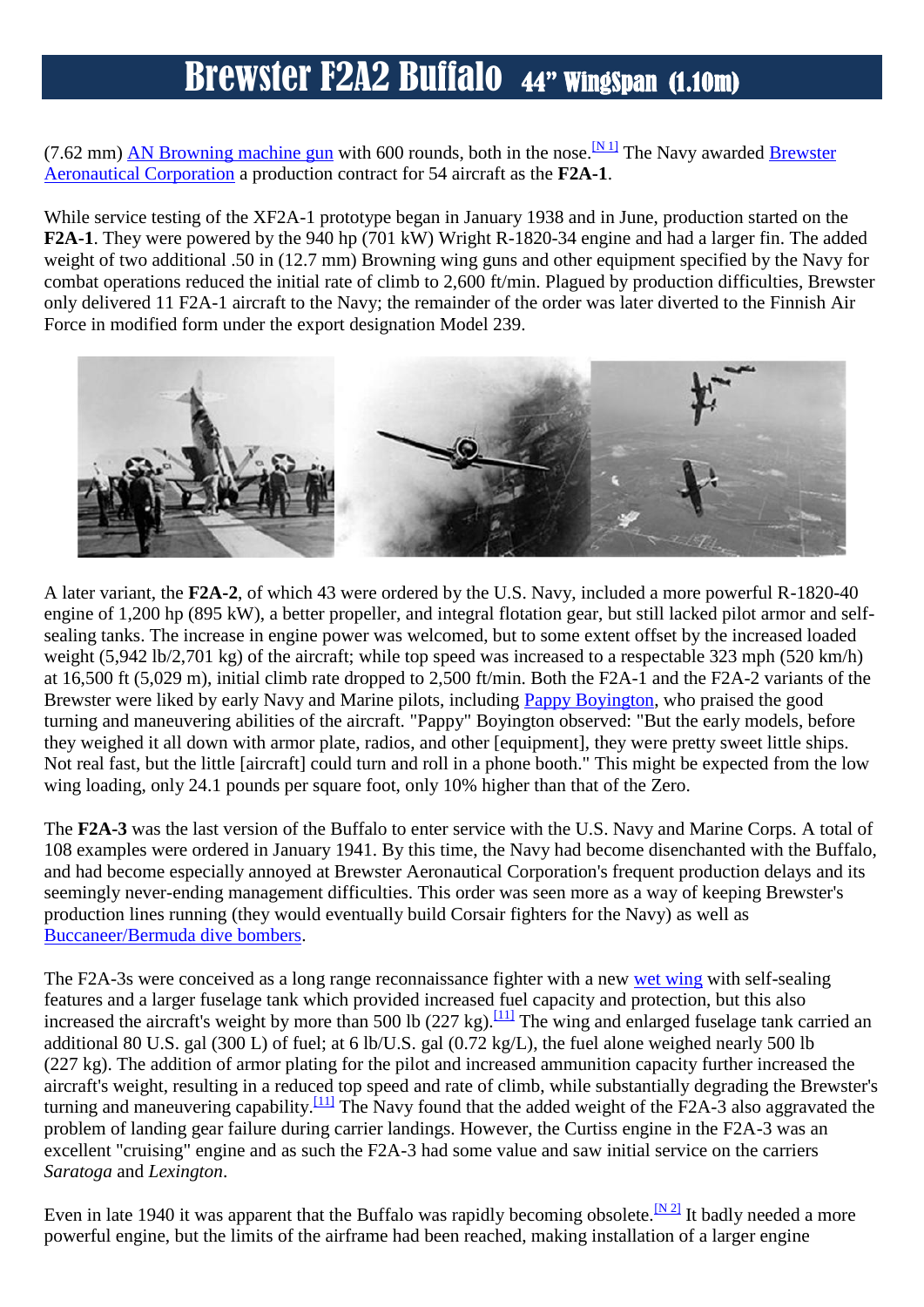# Brewster F2A2 Buffalo 44" WingSpan (1.10m)

(7.62 mm) AN Browning machine gun with 600 rounds, both in the nose.[N 1] The Navy awarded Brewster Aeronautical Corporation a production contract for 54 aircraft as the **F2A-1**.

While service testing of the XF2A-1 prototype began in January 1938 and in June, production started on the **F2A-1**. They were powered by the 940 hp (701 kW) Wright R-1820-34 engine and had a larger fin. The added weight of two additional .50 in (12.7 mm) Browning wing guns and other equipment specified by the Navy for combat operations reduced the initial rate of climb to 2,600 ft/min. Plagued by production difficulties, Brewster only delivered 11 F2A-1 aircraft to the Navy; the remainder of the order was later diverted to the Finnish Air Force in modified form under the export designation Model 239.

A later variant, the **F2A-2**, of which 43 were ordered by the U.S. Navy, included a more powerful R-1820-40 engine of 1,200 hp (895 kW), a better propeller, and integral flotation gear, but still lacked pilot armor and self-sealing tanks. The increase in engine power was welcomed, but to some extent offset by the increased loaded weight (5,942 lb/2,701 kg) of the aircraft; while top speed was increased to a respectable 323 mph (520 km/h) at 16,500 ft (5,029 m), initial climb rate dropped to 2,500 ft/min. Both the F2A-1 and the F2A-2 variants of the Brewster were liked by early Navy and Marine pilots, including Pappy Boyington, who praised the good turning and maneuvering abilities of the aircraft. "Pappy" Boyington observed: "But the early models, before they weighed it all down with armor plate, radios, and other [equipment], they were pretty sweet little ships. Not real fast, but the little [aircraft] could turn and roll in a phone booth." This might be expected from the low wing loading, only 24.1 pounds per square foot, only 10% higher than that of the Zero.

The **F2A-3** was the last version of the Buffalo to enter service with the U.S. Navy and Marine Corps. A total of 108 examples were ordered in January 1941. By this time, the Navy had become disenchanted with the Buffalo, and had become especially annoyed at Brewster Aeronautical Corporation's frequent production delays and its seemingly never-ending management difficulties. This order was seen more as a way of keeping Brewster's production lines running (they would eventually build Corsair fighters for the Navy) as well as Buccaneer/Bermuda dive bombers.

The F2A-3s were conceived as a long range reconnaissance fighter with a new wet wing with self-sealing features and a larger fuselage tank which provided increased fuel capacity and protection, but this also increased the aircraft's weight by more than 500 lb (227 kg).[11] The wing and enlarged fuselage tank carried an additional 80 U.S. gal (300 L) of fuel; at 6 lb/U.S. gal (0.72 kg/L), the fuel alone weighed nearly 500 lb (227 kg). The addition of armor plating for the pilot and increased ammunition capacity further increased the aircraft's weight, resulting in a reduced top speed and rate of climb, while substantially degrading the Brewster's turning and maneuvering capability.[11] The Navy found that the added weight of the F2A-3 also aggravated the problem of landing gear failure during carrier landings. However, the Curtiss engine in the F2A-3 was an excellent "cruising" engine and as such the F2A-3 had some value and saw initial service on the carriers *Saratoga* and *Lexington*.

Even in late 1940 it was apparent that the Buffalo was rapidly becoming obsolete.[N 2] It badly needed a more powerful engine, but the limits of the airframe had been reached, making installation of a larger engine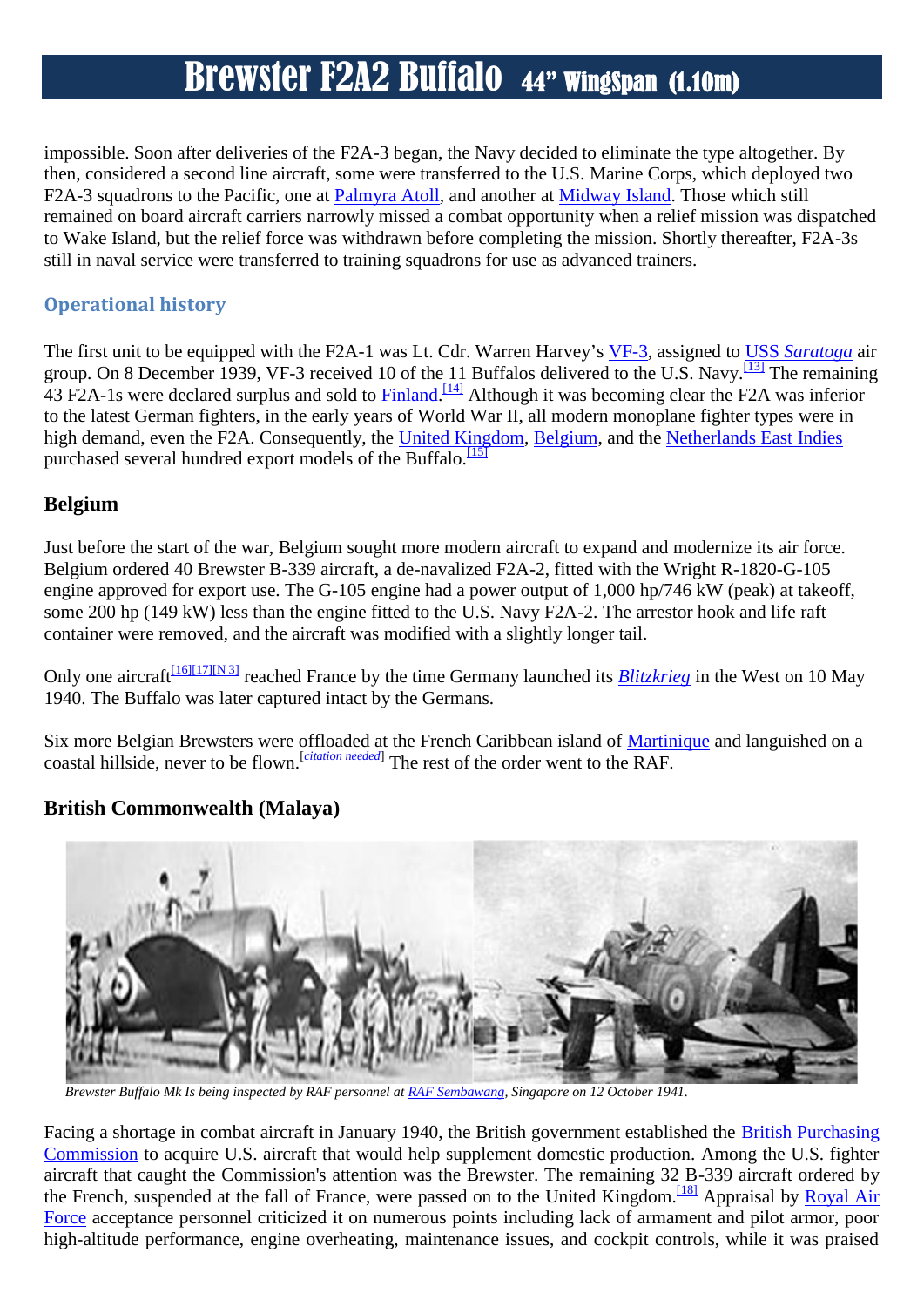impossible. Soon after deliveries of the F2A-3 began, the Navy decided to eliminate the type altogether. By then, considered a second line aircraft, some were transferred to the U.S. Marine Corps, which deployed two F2A-3 squadrons to the Pacific, one at Palmyra Atoll, and another at Midway Island. Those which still remained on board aircraft carriers narrowly missed a combat opportunity when a relief mission was dispatched to Wake Island, but the relief force was withdrawn before completing the mission. Shortly thereafter, F2A-3s still in naval service were transferred to training squadrons for use as advanced trainers.

## Operational history

The first unit to be equipped with the F2A-1 was Lt. Cdr. Warren Harvey's VF-3, assigned to USS *Saratoga* air group. On 8 December 1939, VF-3 received 10 of the 11 Buffalos delivered to the U.S. Navy.[13] The remaining 43 F2A-1s were declared surplus and sold to Finland.[14] Although it was becoming clear the F2A was inferior to the latest German fighters, in the early years of World War II, all modern monoplane fighter types were in high demand, even the F2A. Consequently, the United Kingdom, Belgium, and the Netherlands East Indies purchased several hundred export models of the Buffalo.[15]

### Belgium

Just before the start of the war, Belgium sought more modern aircraft to expand and modernize its air force. Belgium ordered 40 Brewster B-339 aircraft, a de-navalized F2A-2, fitted with the Wright R-1820-G-105 engine approved for export use. The G-105 engine had a power output of 1,000 hp/746 kW (peak) at takeoff, some 200 hp (149 kW) less than the engine fitted to the U.S. Navy F2A-2. The arrestor hook and life raft container were removed, and the aircraft was modified with a slightly longer tail.

Only one aircraft[16][17][N 3] reached France by the time Germany launched its *Blitzkrieg* in the West on 10 May 1940. The Buffalo was later captured intact by the Germans.

Six more Belgian Brewsters were offloaded at the French Caribbean island of Martinique and languished on a coastal hillside, never to be flown.[*citation needed*] The rest of the order went to the RAF.

### British Commonwealth (Malaya)

*Brewster Buffalo Mk Is being inspected by RAF personnel at RAF Sembawang, Singapore on 12 October 1941.*

Facing a shortage in combat aircraft in January 1940, the British government established the British Purchasing Commission to acquire U.S. aircraft that would help supplement domestic production. Among the U.S. fighter aircraft that caught the Commission's attention was the Brewster. The remaining 32 B-339 aircraft ordered by the French, suspended at the fall of France, were passed on to the United Kingdom.[18] Appraisal by Royal Air Force acceptance personnel criticized it on numerous points including lack of armament and pilot armor, poor high-altitude performance, engine overheating, maintenance issues, and cockpit controls, while it was praised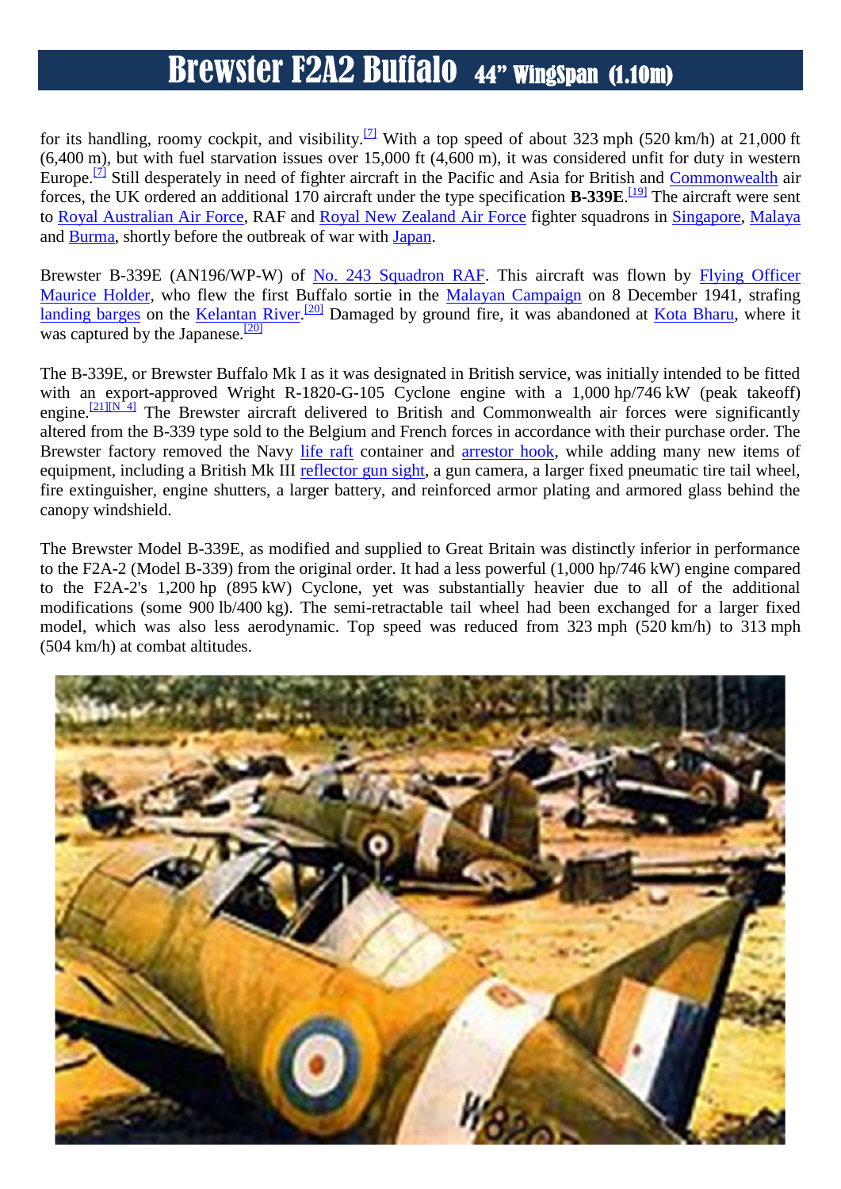# Brewster F2A2 Buffalo 44" WingSpan (1.10m)

for its handling, roomy cockpit, and visibility.[7] With a top speed of about 323 mph (520 km/h) at 21,000 ft (6,400 m), but with fuel starvation issues over 15,000 ft (4,600 m), it was considered unfit for duty in western Europe.[7] Still desperately in need of fighter aircraft in the Pacific and Asia for British and Commonwealth air forces, the UK ordered an additional 170 aircraft under the type specification **B-339E**.[19] The aircraft were sent to Royal Australian Air Force, RAF and Royal New Zealand Air Force fighter squadrons in Singapore, Malaya and Burma, shortly before the outbreak of war with Japan.

Brewster B-339E (AN196/WP-W) of No. 243 Squadron RAF. This aircraft was flown by Flying Officer Maurice Holder, who flew the first Buffalo sortie in the Malayan Campaign on 8 December 1941, strafing landing barges on the Kelantan River.[20] Damaged by ground fire, it was abandoned at Kota Bharu, where it was captured by the Japanese.[20]

The B-339E, or Brewster Buffalo Mk I as it was designated in British service, was initially intended to be fitted with an export-approved Wright R-1820-G-105 Cyclone engine with a 1,000 hp/746 kW (peak takeoff) engine.[21][N 4] The Brewster aircraft delivered to British and Commonwealth air forces were significantly altered from the B-339 type sold to the Belgium and French forces in accordance with their purchase order. The Brewster factory removed the Navy life raft container and arrestor hook, while adding many new items of equipment, including a British Mk III reflector gun sight, a gun camera, a larger fixed pneumatic tire tail wheel, fire extinguisher, engine shutters, a larger battery, and reinforced armor plating and armored glass behind the canopy windshield.

The Brewster Model B-339E, as modified and supplied to Great Britain was distinctly inferior in performance to the F2A-2 (Model B-339) from the original order. It had a less powerful (1,000 hp/746 kW) engine compared to the F2A-2's 1,200 hp (895 kW) Cyclone, yet was substantially heavier due to all of the additional modifications (some 900 lb/400 kg). The semi-retractable tail wheel had been exchanged for a larger fixed model, which was also less aerodynamic. Top speed was reduced from 323 mph (520 km/h) to 313 mph (504 km/h) at combat altitudes.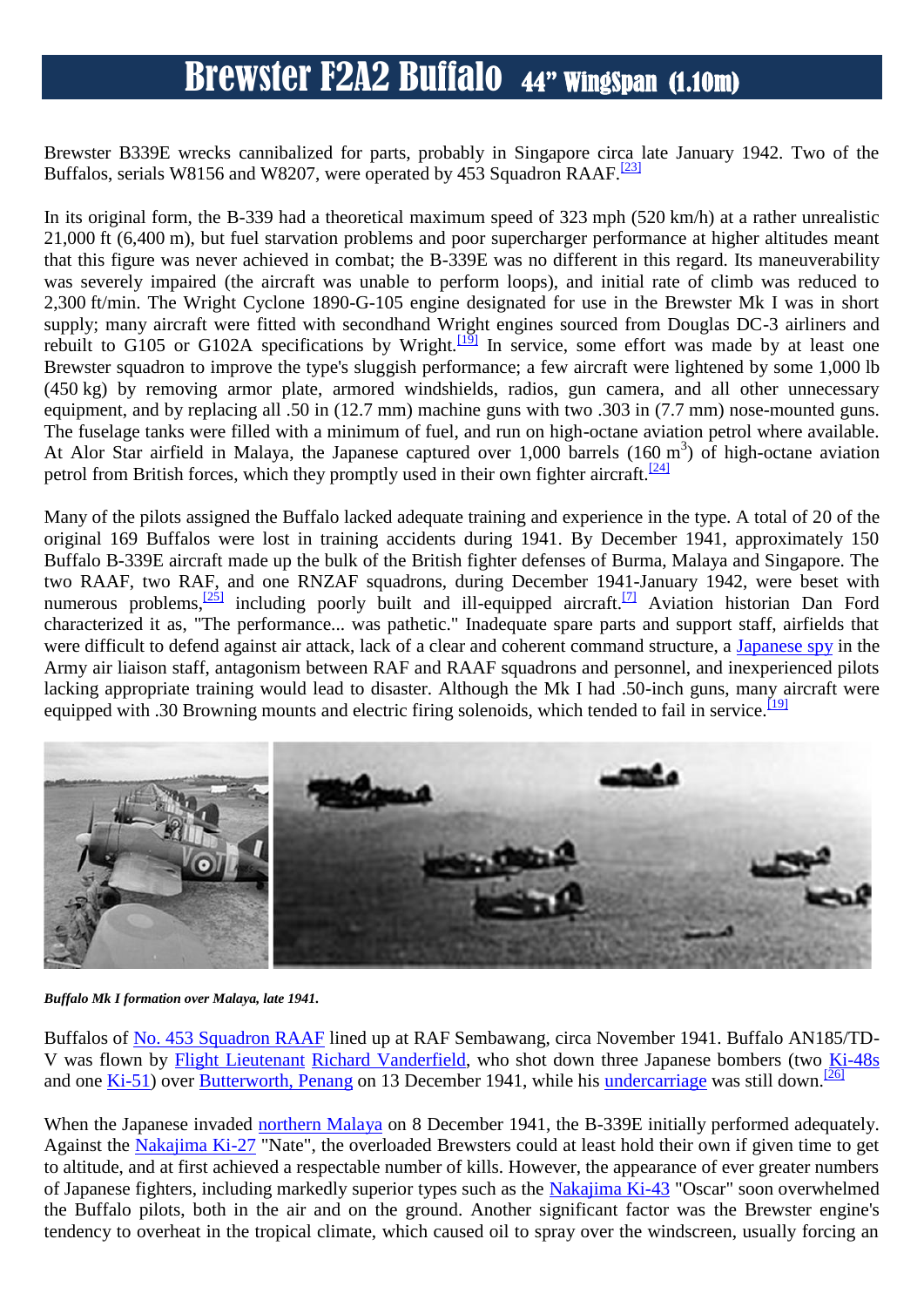# Brewster F2A2 Buffalo 44" WingSpan (1.10m)

Brewster B339E wrecks cannibalized for parts, probably in Singapore circa late January 1942. Two of the Buffalos, serials W8156 and W8207, were operated by 453 Squadron RAAF.[23]

In its original form, the B-339 had a theoretical maximum speed of 323 mph (520 km/h) at a rather unrealistic 21,000 ft (6,400 m), but fuel starvation problems and poor supercharger performance at higher altitudes meant that this figure was never achieved in combat; the B-339E was no different in this regard. Its maneuverability was severely impaired (the aircraft was unable to perform loops), and initial rate of climb was reduced to 2,300 ft/min. The Wright Cyclone 1890-G-105 engine designated for use in the Brewster Mk I was in short supply; many aircraft were fitted with secondhand Wright engines sourced from Douglas DC-3 airliners and rebuilt to G105 or G102A specifications by Wright.[19] In service, some effort was made by at least one Brewster squadron to improve the type's sluggish performance; a few aircraft were lightened by some 1,000 lb (450 kg) by removing armor plate, armored windshields, radios, gun camera, and all other unnecessary equipment, and by replacing all .50 in (12.7 mm) machine guns with two .303 in (7.7 mm) nose-mounted guns. The fuselage tanks were filled with a minimum of fuel, and run on high-octane aviation petrol where available. At Alor Star airfield in Malaya, the Japanese captured over 1,000 barrels (160 m$^3$) of high-octane aviation petrol from British forces, which they promptly used in their own fighter aircraft.[24]

Many of the pilots assigned the Buffalo lacked adequate training and experience in the type. A total of 20 of the original 169 Buffalos were lost in training accidents during 1941. By December 1941, approximately 150 Buffalo B-339E aircraft made up the bulk of the British fighter defenses of Burma, Malaya and Singapore. The two RAAF, two RAF, and one RNZAF squadrons, during December 1941-January 1942, were beset with numerous problems,[25] including poorly built and ill-equipped aircraft.[7] Aviation historian Dan Ford characterized it as, "The performance... was pathetic." Inadequate spare parts and support staff, airfields that were difficult to defend against air attack, lack of a clear and coherent command structure, a Japanese spy in the Army air liaison staff, antagonism between RAF and RAAF squadrons and personnel, and inexperienced pilots lacking appropriate training would lead to disaster. Although the Mk I had .50-inch guns, many aircraft were equipped with .30 Browning mounts and electric firing solenoids, which tended to fail in service.[19]

*Buffalo Mk I formation over Malaya, late 1941.*

Buffalos of No. 453 Squadron RAAF lined up at RAF Sembawang, circa November 1941. Buffalo AN185/TD-V was flown by Flight Lieutenant Richard Vanderfield, who shot down three Japanese bombers (two Ki-48s and one Ki-51) over Butterworth, Penang on 13 December 1941, while his undercarriage was still down.[26]

When the Japanese invaded northern Malaya on 8 December 1941, the B-339E initially performed adequately. Against the Nakajima Ki-27 "Nate", the overloaded Brewsters could at least hold their own if given time to get to altitude, and at first achieved a respectable number of kills. However, the appearance of ever greater numbers of Japanese fighters, including markedly superior types such as the Nakajima Ki-43 "Oscar" soon overwhelmed the Buffalo pilots, both in the air and on the ground. Another significant factor was the Brewster engine's tendency to overheat in the tropical climate, which caused oil to spray over the windscreen, usually forcing an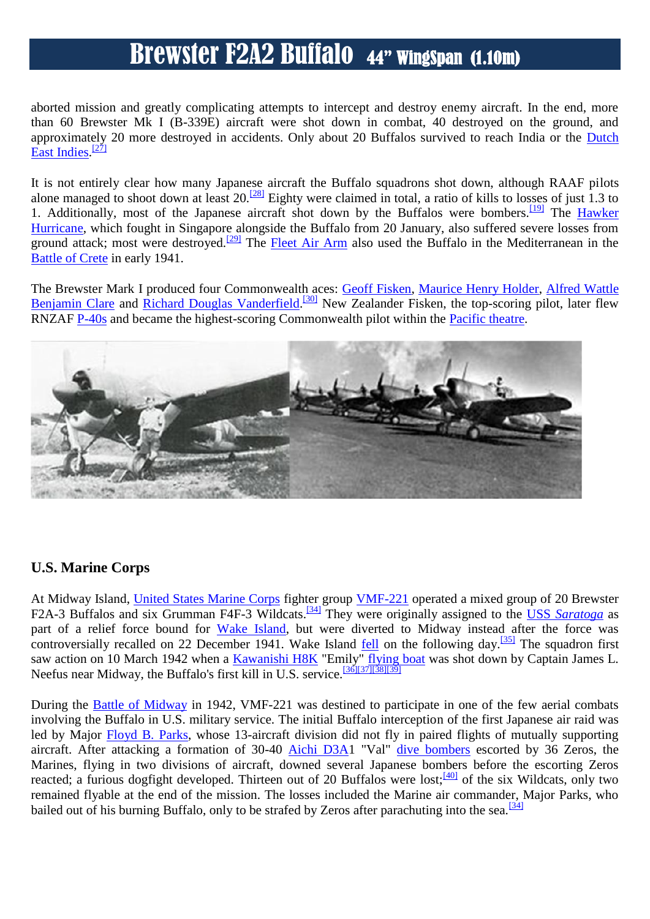aborted mission and greatly complicating attempts to intercept and destroy enemy aircraft. In the end, more than 60 Brewster Mk I (B-339E) aircraft were shot down in combat, 40 destroyed on the ground, and approximately 20 more destroyed in accidents. Only about 20 Buffalos survived to reach India or the Dutch East Indies.[27]

It is not entirely clear how many Japanese aircraft the Buffalo squadrons shot down, although RAAF pilots alone managed to shoot down at least 20.[28] Eighty were claimed in total, a ratio of kills to losses of just 1.3 to 1. Additionally, most of the Japanese aircraft shot down by the Buffalos were bombers.[19] The Hawker Hurricane, which fought in Singapore alongside the Buffalo from 20 January, also suffered severe losses from ground attack; most were destroyed.[29] The Fleet Air Arm also used the Buffalo in the Mediterranean in the Battle of Crete in early 1941.

The Brewster Mark I produced four Commonwealth aces: Geoff Fisken, Maurice Henry Holder, Alfred Wattle Benjamin Clare and Richard Douglas Vanderfield.[30] New Zealander Fisken, the top-scoring pilot, later flew RNZAF P-40s and became the highest-scoring Commonwealth pilot within the Pacific theatre.

## U.S. Marine Corps

At Midway Island, United States Marine Corps fighter group VMF-221 operated a mixed group of 20 Brewster F2A-3 Buffalos and six Grumman F4F-3 Wildcats.[34] They were originally assigned to the USS *Saratoga* as part of a relief force bound for Wake Island, but were diverted to Midway instead after the force was controversially recalled on 22 December 1941. Wake Island fell on the following day.[35] The squadron first saw action on 10 March 1942 when a Kawanishi H8K "Emily" flying boat was shot down by Captain James L. Neefus near Midway, the Buffalo's first kill in U.S. service.[36][37][38][39]

During the Battle of Midway in 1942, VMF-221 was destined to participate in one of the few aerial combats involving the Buffalo in U.S. military service. The initial Buffalo interception of the first Japanese air raid was led by Major Floyd B. Parks, whose 13-aircraft division did not fly in paired flights of mutually supporting aircraft. After attacking a formation of 30-40 Aichi D3A1 "Val" dive bombers escorted by 36 Zeros, the Marines, flying in two divisions of aircraft, downed several Japanese bombers before the escorting Zeros reacted; a furious dogfight developed. Thirteen out of 20 Buffalos were lost;[40] of the six Wildcats, only two remained flyable at the end of the mission. The losses included the Marine air commander, Major Parks, who bailed out of his burning Buffalo, only to be strafed by Zeros after parachuting into the sea.[34]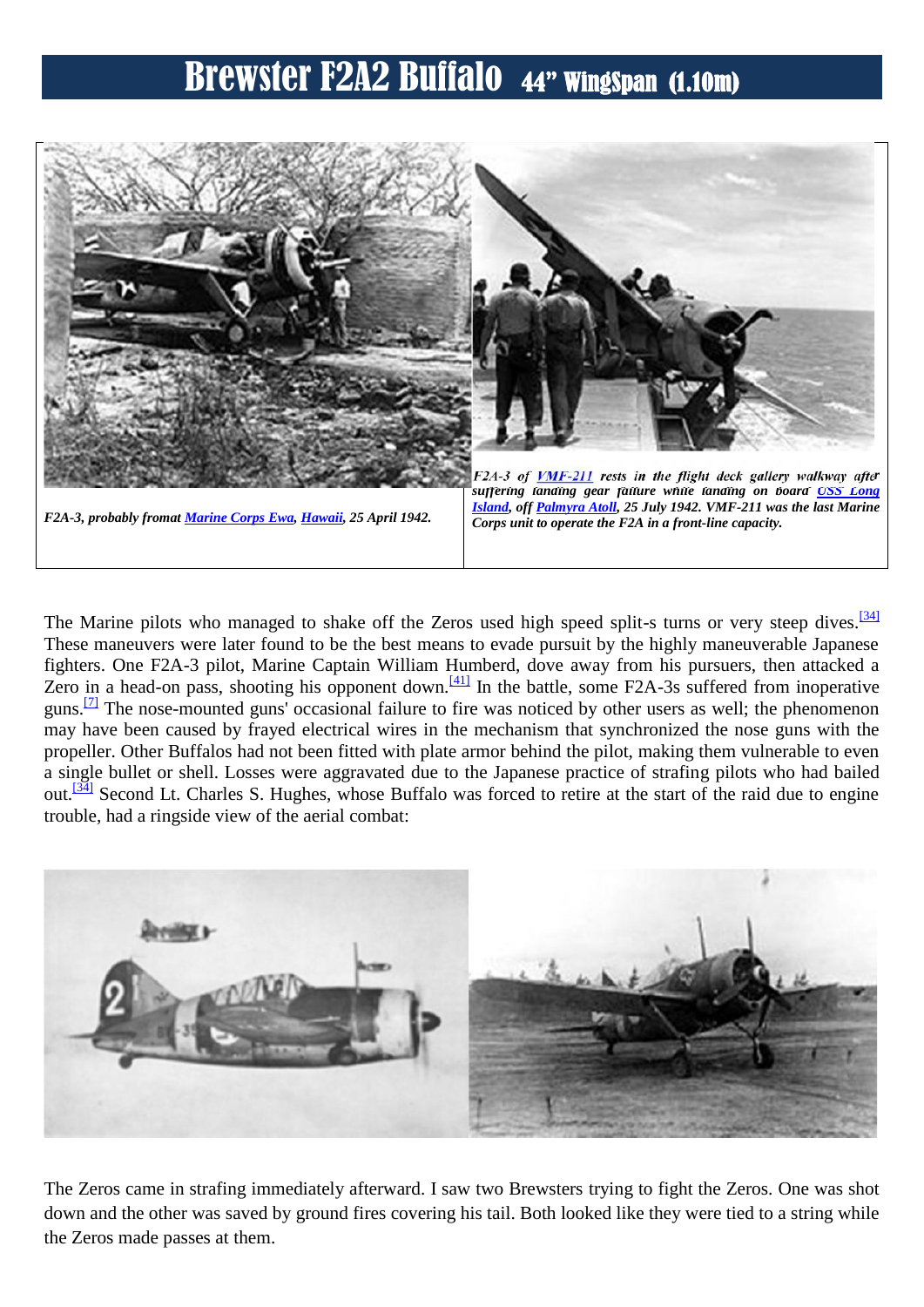# Brewster F2A2 Buffalo 44" WingSpan (1.10m)

*F2A-3, probably fromat Marine Corps Ewa, Hawaii, 25 April 1942.*

*F2A-3 of VMF-211 rests in the flight deck gallery walkway after suffering landing gear failure while landing on board USS Long Island, off Palmyra Atoll, 25 July 1942. VMF-211 was the last Marine Corps unit to operate the F2A in a front-line capacity.*

The Marine pilots who managed to shake off the Zeros used high speed split-s turns or very steep dives.[34] These maneuvers were later found to be the best means to evade pursuit by the highly maneuverable Japanese fighters. One F2A-3 pilot, Marine Captain William Humberd, dove away from his pursuers, then attacked a Zero in a head-on pass, shooting his opponent down.[41] In the battle, some F2A-3s suffered from inoperative guns.[7] The nose-mounted guns' occasional failure to fire was noticed by other users as well; the phenomenon may have been caused by frayed electrical wires in the mechanism that synchronized the nose guns with the propeller. Other Buffalos had not been fitted with plate armor behind the pilot, making them vulnerable to even a single bullet or shell. Losses were aggravated due to the Japanese practice of strafing pilots who had bailed out.[34] Second Lt. Charles S. Hughes, whose Buffalo was forced to retire at the start of the raid due to engine trouble, had a ringside view of the aerial combat:

The Zeros came in strafing immediately afterward. I saw two Brewsters trying to fight the Zeros. One was shot down and the other was saved by ground fires covering his tail. Both looked like they were tied to a string while the Zeros made passes at them.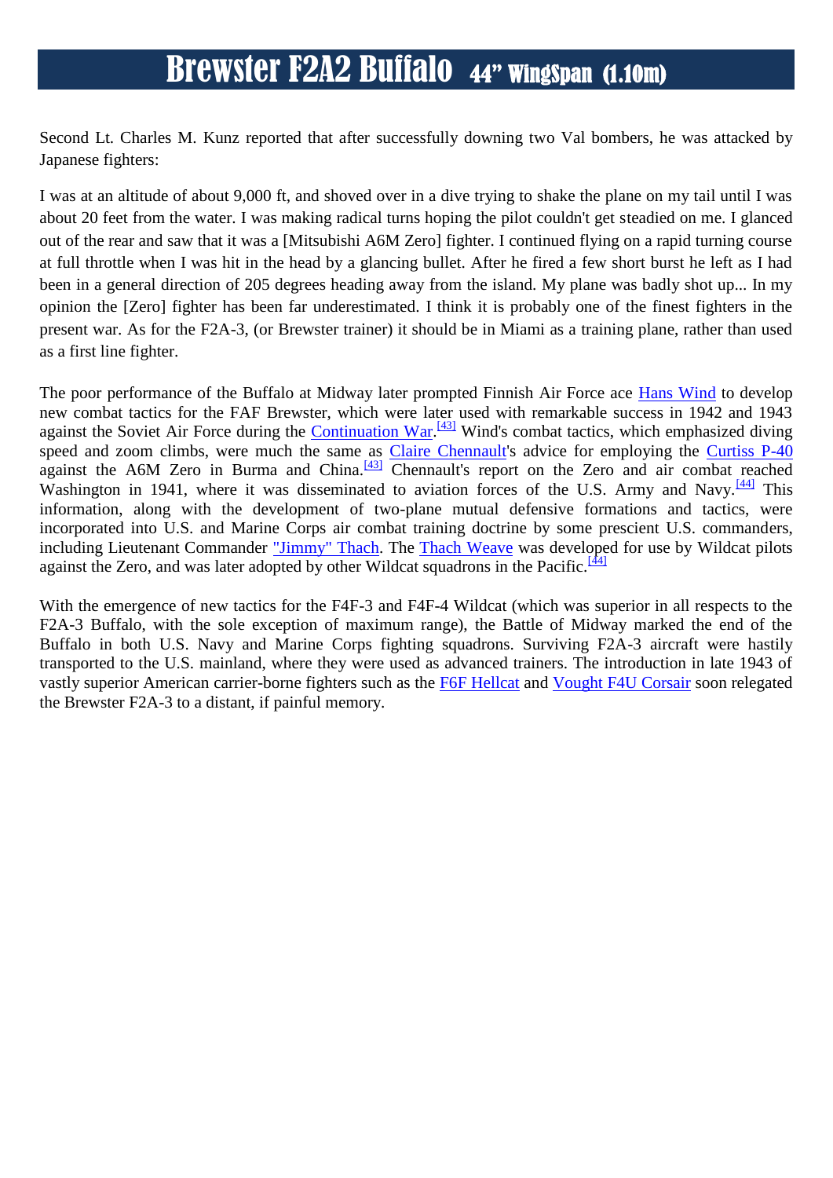# Brewster F2A2 Buffalo 44" WingSpan (1.10m)

Second Lt. Charles M. Kunz reported that after successfully downing two Val bombers, he was attacked by Japanese fighters:

I was at an altitude of about 9,000 ft, and shoved over in a dive trying to shake the plane on my tail until I was about 20 feet from the water. I was making radical turns hoping the pilot couldn't get steadied on me. I glanced out of the rear and saw that it was a [Mitsubishi A6M Zero] fighter. I continued flying on a rapid turning course at full throttle when I was hit in the head by a glancing bullet. After he fired a few short burst he left as I had been in a general direction of 205 degrees heading away from the island. My plane was badly shot up... In my opinion the [Zero] fighter has been far underestimated. I think it is probably one of the finest fighters in the present war. As for the F2A-3, (or Brewster trainer) it should be in Miami as a training plane, rather than used as a first line fighter.

The poor performance of the Buffalo at Midway later prompted Finnish Air Force ace Hans Wind to develop new combat tactics for the FAF Brewster, which were later used with remarkable success in 1942 and 1943 against the Soviet Air Force during the Continuation War.[43] Wind's combat tactics, which emphasized diving speed and zoom climbs, were much the same as Claire Chennault's advice for employing the Curtiss P-40 against the A6M Zero in Burma and China.[43] Chennault's report on the Zero and air combat reached Washington in 1941, where it was disseminated to aviation forces of the U.S. Army and Navy.[44] This information, along with the development of two-plane mutual defensive formations and tactics, were incorporated into U.S. and Marine Corps air combat training doctrine by some prescient U.S. commanders, including Lieutenant Commander "Jimmy" Thach. The Thach Weave was developed for use by Wildcat pilots against the Zero, and was later adopted by other Wildcat squadrons in the Pacific.[44]

With the emergence of new tactics for the F4F-3 and F4F-4 Wildcat (which was superior in all respects to the F2A-3 Buffalo, with the sole exception of maximum range), the Battle of Midway marked the end of the Buffalo in both U.S. Navy and Marine Corps fighting squadrons. Surviving F2A-3 aircraft were hastily transported to the U.S. mainland, where they were used as advanced trainers. The introduction in late 1943 of vastly superior American carrier-borne fighters such as the F6F Hellcat and Vought F4U Corsair soon relegated the Brewster F2A-3 to a distant, if painful memory.